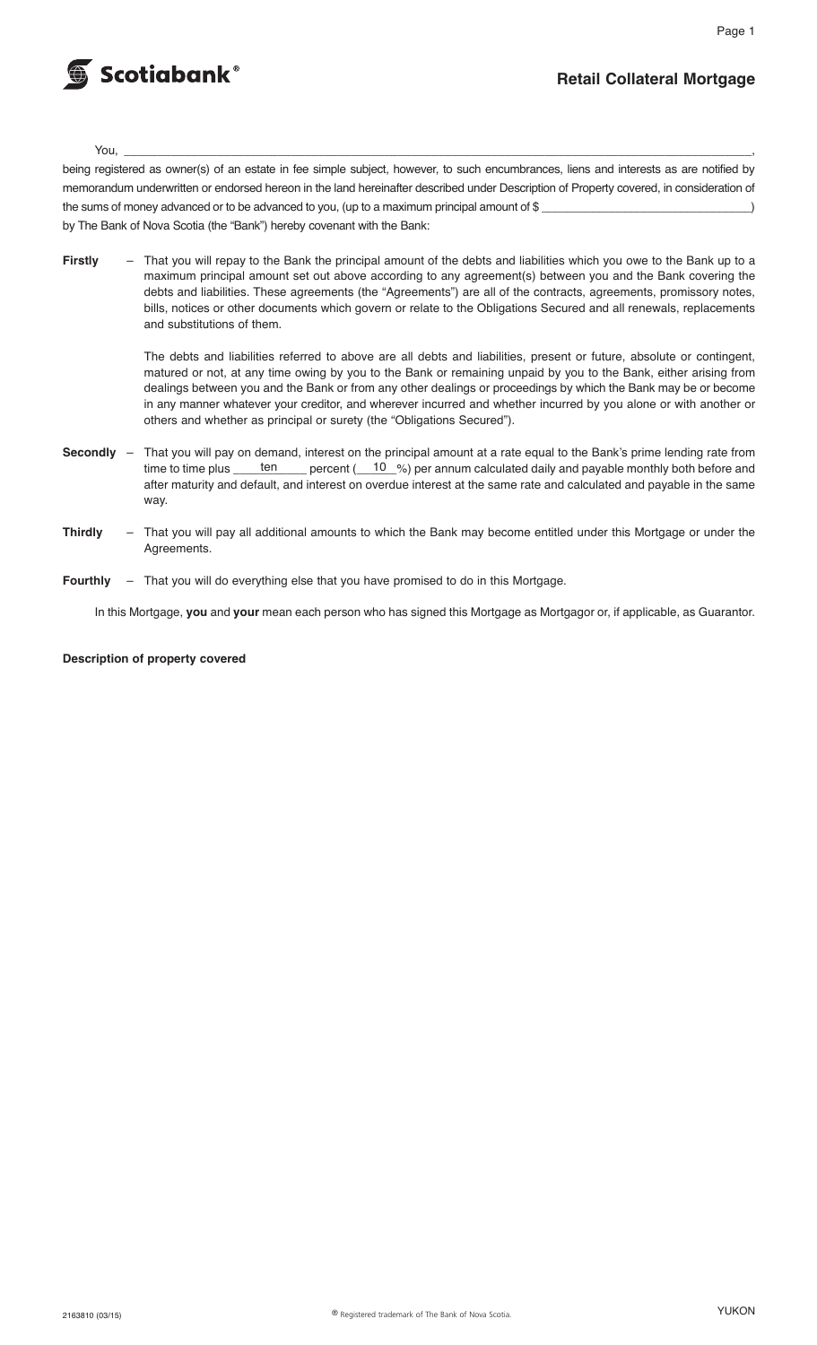Scotiabank®

# Retail Collateral Mortgage

You, ______________________________________________________________________________,
being registered as owner(s) of an estate in fee simple subject, however, to such encumbrances, liens and interests as are notified by memorandum underwritten or endorsed hereon in the land hereinafter described under Description of Property covered, in consideration of the sums of money advanced or to be advanced to you, (up to a maximum principal amount of $ ______________________________) by The Bank of Nova Scotia (the "Bank") hereby covenant with the Bank:

**Firstly** – That you will repay to the Bank the principal amount of the debts and liabilities which you owe to the Bank up to a maximum principal amount set out above according to any agreement(s) between you and the Bank covering the debts and liabilities. These agreements (the "Agreements") are all of the contracts, agreements, promissory notes, bills, notices or other documents which govern or relate to the Obligations Secured and all renewals, replacements and substitutions of them.

The debts and liabilities referred to above are all debts and liabilities, present or future, absolute or contingent, matured or not, at any time owing by you to the Bank or remaining unpaid by you to the Bank, either arising from dealings between you and the Bank or from any other dealings or proceedings by which the Bank may be or become in any manner whatever your creditor, and wherever incurred and whether incurred by you alone or with another or others and whether as principal or surety (the "Obligations Secured").

**Secondly** – That you will pay on demand, interest on the principal amount at a rate equal to the Bank's prime lending rate from time to time plus ____ten____ percent (__10__%) per annum calculated daily and payable monthly both before and after maturity and default, and interest on overdue interest at the same rate and calculated and payable in the same way.

**Thirdly** – That you will pay all additional amounts to which the Bank may become entitled under this Mortgage or under the Agreements.

**Fourthly** – That you will do everything else that you have promised to do in this Mortgage.

In this Mortgage, **you** and **your** mean each person who has signed this Mortgage as Mortgagor or, if applicable, as Guarantor.

**Description of property covered**

2163810 (03/15) ® Registered trademark of The Bank of Nova Scotia. YUKON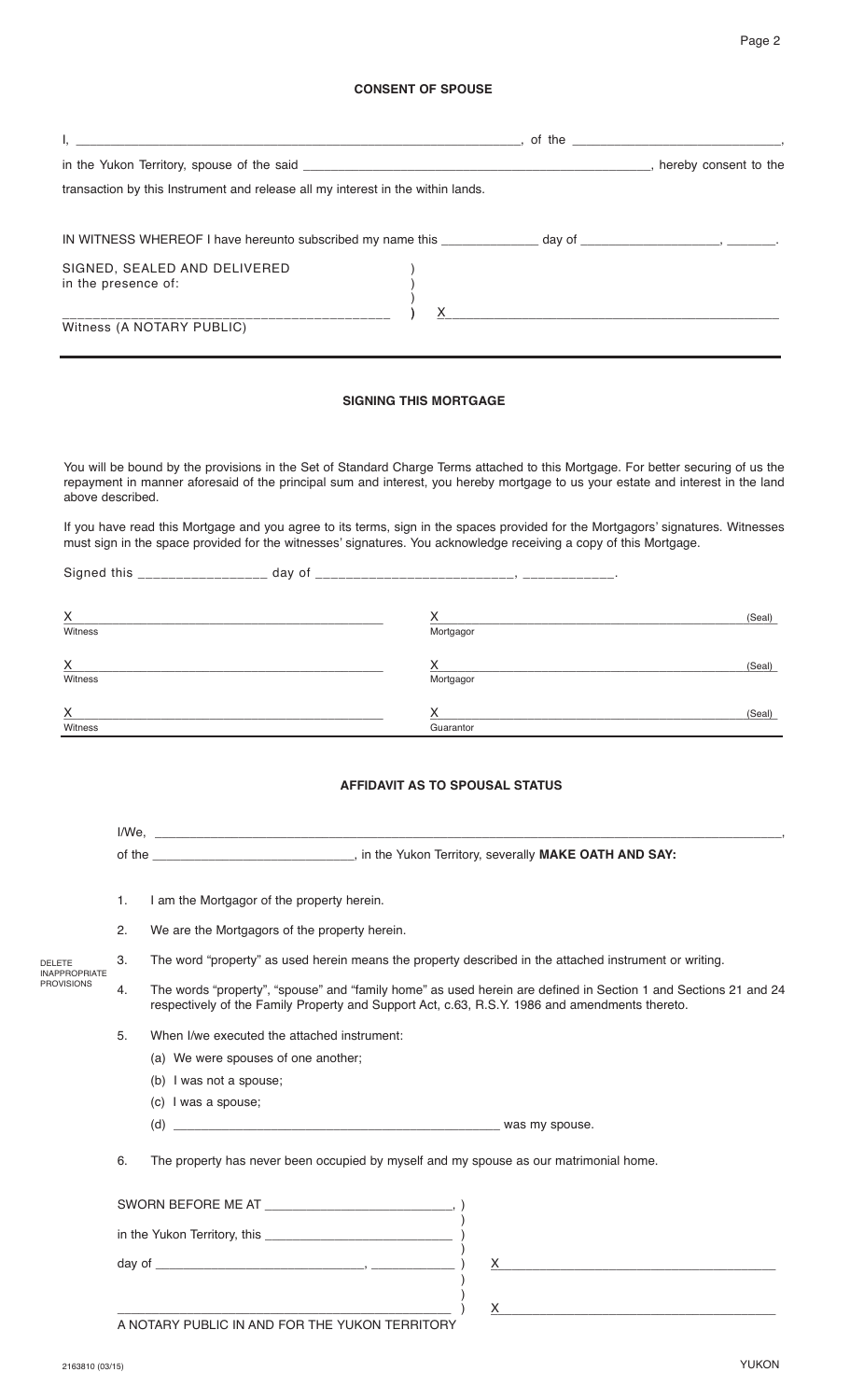## CONSENT OF SPOUSE

I, ____________________________________________, of the ____________________________,

in the Yukon Territory, spouse of the said ____________________________________________, hereby consent to the transaction by this Instrument and release all my interest in the within lands.

IN WITNESS WHEREOF I have hereunto subscribed my name this ____________ day of __________________, _______.

SIGNED, SEALED AND DELIVERED in the presence of:

_______________________________________ X _______________________________________

Witness (A NOTARY PUBLIC)

## SIGNING THIS MORTGAGE

You will be bound by the provisions in the Set of Standard Charge Terms attached to this Mortgage. For better securing of us the repayment in manner aforesaid of the principal sum and interest, you hereby mortgage to us your estate and interest in the land above described.

If you have read this Mortgage and you agree to its terms, sign in the spaces provided for the Mortgagors' signatures. Witnesses must sign in the space provided for the witnesses' signatures. You acknowledge receiving a copy of this Mortgage.

Signed this ________________ day of __________________________, ____________.

| | |
|---|---|
| X ______________________________ Witness | X ______________________________ (Seal) Mortgagor |
| X ______________________________ Witness | X ______________________________ (Seal) Mortgagor |
| X ______________________________ Witness | X ______________________________ (Seal) Guarantor |

## AFFIDAVIT AS TO SPOUSAL STATUS

I/We, __________________________________________________________________________,

of the ____________________________, in the Yukon Territory, severally **MAKE OATH AND SAY:**

DELETE INAPPROPRIATE PROVISIONS

1. I am the Mortgagor of the property herein.
2. We are the Mortgagors of the property herein.
3. The word "property" as used herein means the property described in the attached instrument or writing.
4. The words "property", "spouse" and "family home" as used herein are defined in Section 1 and Sections 21 and 24 respectively of the Family Property and Support Act, c.63, R.S.Y. 1986 and amendments thereto.
5. When I/we executed the attached instrument:
   (a) We were spouses of one another;
   (b) I was not a spouse;
   (c) I was a spouse;
   (d) ______________________________________________ was my spouse.
6. The property has never been occupied by myself and my spouse as our matrimonial home.

SWORN BEFORE ME AT __________________________,

in the Yukon Territory, this __________________________

day of ____________________________, ___________ X ______________________________________

______________________________________________ X ______________________________________

A NOTARY PUBLIC IN AND FOR THE YUKON TERRITORY

2163810 (03/15) YUKON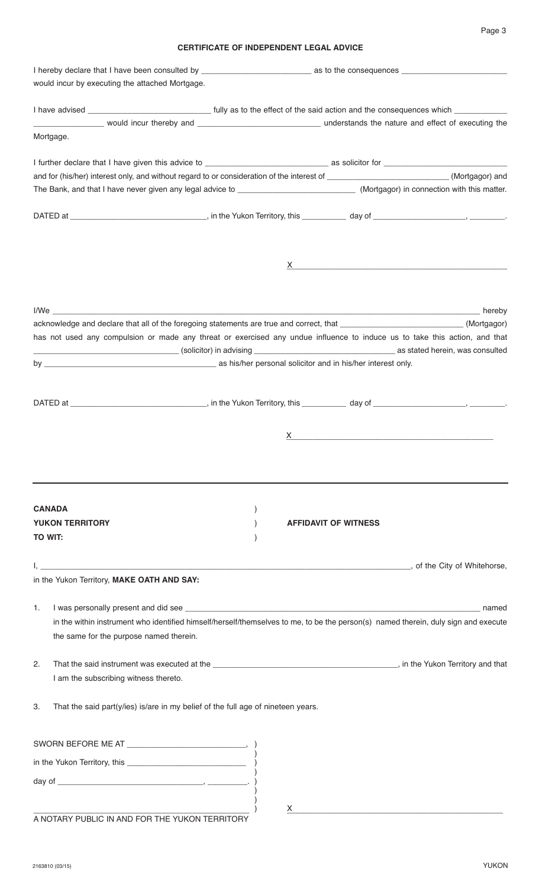**CERTIFICATE OF INDEPENDENT LEGAL ADVICE**

I hereby declare that I have been consulted by ________________________ as to the consequences ________________________ would incur by executing the attached Mortgage.

I have advised ____________________________ fully as to the effect of the said action and the consequences which ____________ ________________ would incur thereby and ____________________________ understands the nature and effect of executing the Mortgage.

I further declare that I have given this advice to ____________________________ as solicitor for ____________________________ and for (his/her) interest only, and without regard to or consideration of the interest of ____________________________ (Mortgagor) and The Bank, and that I have never given any legal advice to ____________________________ (Mortgagor) in connection with this matter.

DATED at ________________________________, in the Yukon Territory, this __________ day of _____________________, ________.

X ________________________________________________

I/We ________________________________________________________________________________________________ hereby acknowledge and declare that all of the foregoing statements are true and correct, that ____________________________ (Mortgagor) has not used any compulsion or made any threat or exercised any undue influence to induce us to take this action, and that ________________________________ (solicitor) in advising ________________________________ as stated herein, was consulted by ________________________________________ as his/her personal solicitor and in his/her interest only.

DATED at ________________________________, in the Yukon Territory, this __________ day of _____________________, ________.

X ________________________________________________

---

**CANADA**
**YUKON TERRITORY**
**TO WIT:**

**AFFIDAVIT OF WITNESS**

I, ________________________________________________________________________________, of the City of Whitehorse, in the Yukon Territory, **MAKE OATH AND SAY:**

1. I was personally present and did see ________________________________________________________________________ named in the within instrument who identified himself/herself/themselves to me, to be the person(s) named therein, duly sign and execute the same for the purpose named therein.

2. That the said instrument was executed at the ________________________________________, in the Yukon Territory and that I am the subscribing witness thereto.

3. That the said part(y/ies) is/are in my belief of the full age of nineteen years.

SWORN BEFORE ME AT ___________________________,
in the Yukon Territory, this ___________________________
day of _________________________________, _________.

_________________________________________________
A NOTARY PUBLIC IN AND FOR THE YUKON TERRITORY

X ________________________________________________

2163810 (03/15)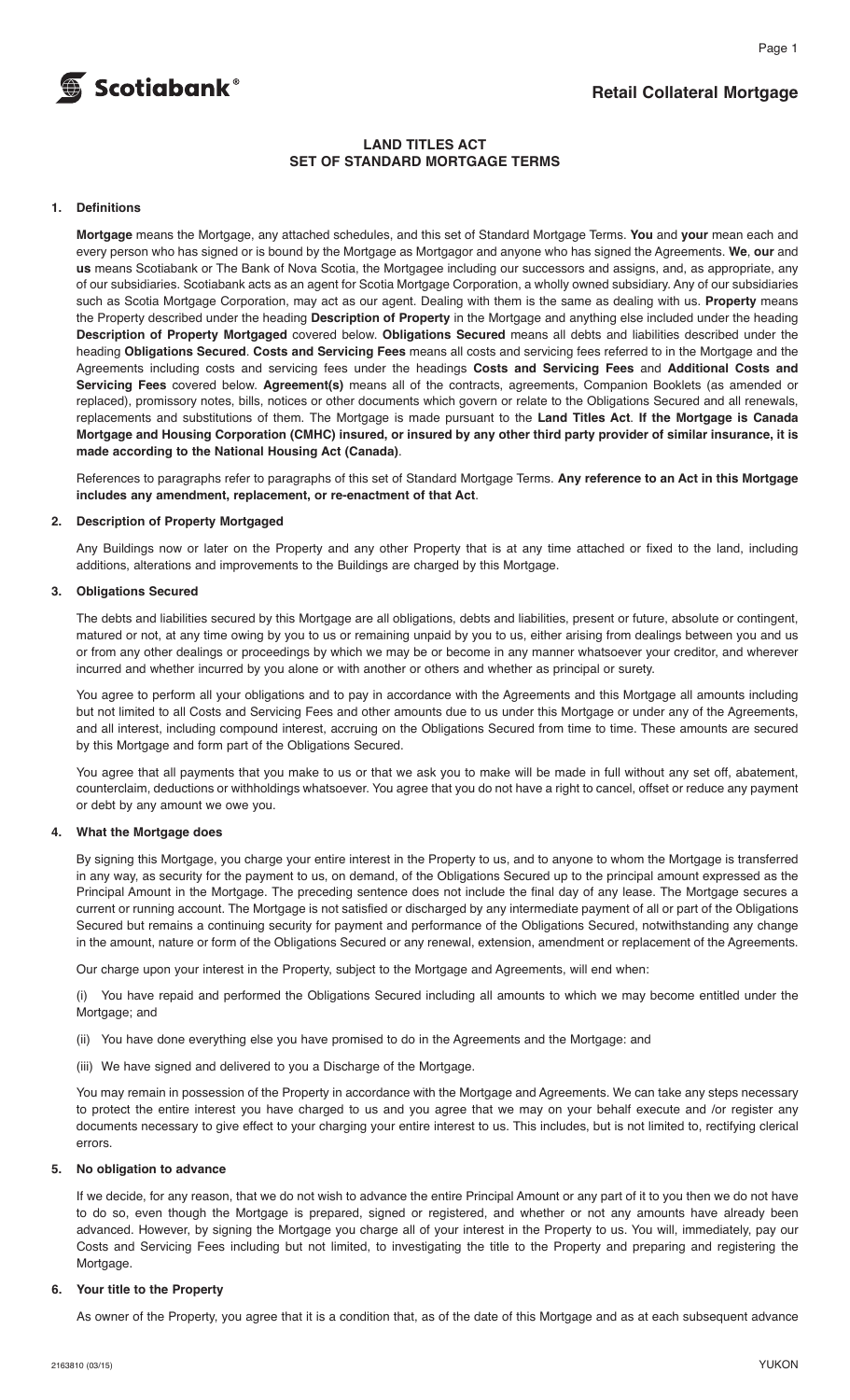# Retail Collateral Mortgage

## LAND TITLES ACT
## SET OF STANDARD MORTGAGE TERMS

### 1. Definitions

**Mortgage** means the Mortgage, any attached schedules, and this set of Standard Mortgage Terms. **You** and **your** mean each and every person who has signed or is bound by the Mortgage as Mortgagor and anyone who has signed the Agreements. **We**, **our** and **us** means Scotiabank or The Bank of Nova Scotia, the Mortgagee including our successors and assigns, and, as appropriate, any of our subsidiaries. Scotiabank acts as an agent for Scotia Mortgage Corporation, a wholly owned subsidiary. Any of our subsidiaries such as Scotia Mortgage Corporation, may act as our agent. Dealing with them is the same as dealing with us. **Property** means the Property described under the heading **Description of Property** in the Mortgage and anything else included under the heading **Description of Property Mortgaged** covered below. **Obligations Secured** means all debts and liabilities described under the heading **Obligations Secured**. **Costs and Servicing Fees** means all costs and servicing fees referred to in the Mortgage and the Agreements including costs and servicing fees under the headings **Costs and Servicing Fees** and **Additional Costs and Servicing Fees** covered below. **Agreement(s)** means all of the contracts, agreements, Companion Booklets (as amended or replaced), promissory notes, bills, notices or other documents which govern or relate to the Obligations Secured and all renewals, replacements and substitutions of them. The Mortgage is made pursuant to the **Land Titles Act**. **If the Mortgage is Canada Mortgage and Housing Corporation (CMHC) insured, or insured by any other third party provider of similar insurance, it is made according to the National Housing Act (Canada)**.

References to paragraphs refer to paragraphs of this set of Standard Mortgage Terms. **Any reference to an Act in this Mortgage includes any amendment, replacement, or re-enactment of that Act**.

### 2. Description of Property Mortgaged

Any Buildings now or later on the Property and any other Property that is at any time attached or fixed to the land, including additions, alterations and improvements to the Buildings are charged by this Mortgage.

### 3. Obligations Secured

The debts and liabilities secured by this Mortgage are all obligations, debts and liabilities, present or future, absolute or contingent, matured or not, at any time owing by you to us or remaining unpaid by you to us, either arising from dealings between you and us or from any other dealings or proceedings by which we may be or become in any manner whatsoever your creditor, and wherever incurred and whether incurred by you alone or with another or others and whether as principal or surety.

You agree to perform all your obligations and to pay in accordance with the Agreements and this Mortgage all amounts including but not limited to all Costs and Servicing Fees and other amounts due to us under this Mortgage or under any of the Agreements, and all interest, including compound interest, accruing on the Obligations Secured from time to time. These amounts are secured by this Mortgage and form part of the Obligations Secured.

You agree that all payments that you make to us or that we ask you to make will be made in full without any set off, abatement, counterclaim, deductions or withholdings whatsoever. You agree that you do not have a right to cancel, offset or reduce any payment or debt by any amount we owe you.

### 4. What the Mortgage does

By signing this Mortgage, you charge your entire interest in the Property to us, and to anyone to whom the Mortgage is transferred in any way, as security for the payment to us, on demand, of the Obligations Secured up to the principal amount expressed as the Principal Amount in the Mortgage. The preceding sentence does not include the final day of any lease. The Mortgage secures a current or running account. The Mortgage is not satisfied or discharged by any intermediate payment of all or part of the Obligations Secured but remains a continuing security for payment and performance of the Obligations Secured, notwithstanding any change in the amount, nature or form of the Obligations Secured or any renewal, extension, amendment or replacement of the Agreements.

Our charge upon your interest in the Property, subject to the Mortgage and Agreements, will end when:

(i) You have repaid and performed the Obligations Secured including all amounts to which we may become entitled under the Mortgage; and

(ii) You have done everything else you have promised to do in the Agreements and the Mortgage: and

(iii) We have signed and delivered to you a Discharge of the Mortgage.

You may remain in possession of the Property in accordance with the Mortgage and Agreements. We can take any steps necessary to protect the entire interest you have charged to us and you agree that we may on your behalf execute and /or register any documents necessary to give effect to your charging your entire interest to us. This includes, but is not limited to, rectifying clerical errors.

### 5. No obligation to advance

If we decide, for any reason, that we do not wish to advance the entire Principal Amount or any part of it to you then we do not have to do so, even though the Mortgage is prepared, signed or registered, and whether or not any amounts have already been advanced. However, by signing the Mortgage you charge all of your interest in the Property to us. You will, immediately, pay our Costs and Servicing Fees including but not limited, to investigating the title to the Property and preparing and registering the Mortgage.

### 6. Your title to the Property

As owner of the Property, you agree that it is a condition that, as of the date of this Mortgage and as at each subsequent advance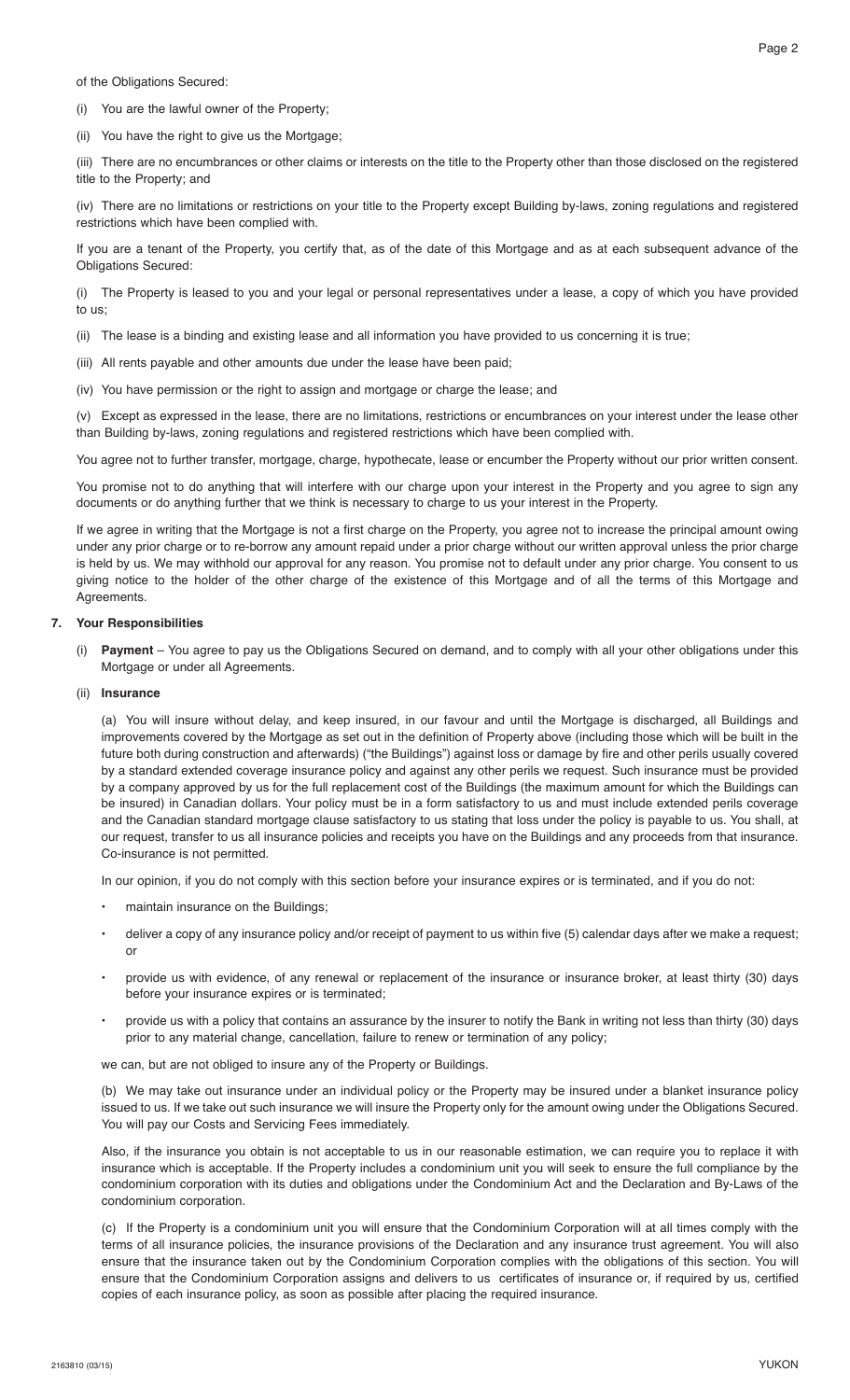of the Obligations Secured:

(i) You are the lawful owner of the Property;

(ii) You have the right to give us the Mortgage;

(iii) There are no encumbrances or other claims or interests on the title to the Property other than those disclosed on the registered title to the Property; and

(iv) There are no limitations or restrictions on your title to the Property except Building by-laws, zoning regulations and registered restrictions which have been complied with.

If you are a tenant of the Property, you certify that, as of the date of this Mortgage and as at each subsequent advance of the Obligations Secured:

(i) The Property is leased to you and your legal or personal representatives under a lease, a copy of which you have provided to us;

(ii) The lease is a binding and existing lease and all information you have provided to us concerning it is true;

(iii) All rents payable and other amounts due under the lease have been paid;

(iv) You have permission or the right to assign and mortgage or charge the lease; and

(v) Except as expressed in the lease, there are no limitations, restrictions or encumbrances on your interest under the lease other than Building by-laws, zoning regulations and registered restrictions which have been complied with.

You agree not to further transfer, mortgage, charge, hypothecate, lease or encumber the Property without our prior written consent.

You promise not to do anything that will interfere with our charge upon your interest in the Property and you agree to sign any documents or do anything further that we think is necessary to charge to us your interest in the Property.

If we agree in writing that the Mortgage is not a first charge on the Property, you agree not to increase the principal amount owing under any prior charge or to re-borrow any amount repaid under a prior charge without our written approval unless the prior charge is held by us. We may withhold our approval for any reason. You promise not to default under any prior charge. You consent to us giving notice to the holder of the other charge of the existence of this Mortgage and of all the terms of this Mortgage and Agreements.

## 7. Your Responsibilities

(i) **Payment** – You agree to pay us the Obligations Secured on demand, and to comply with all your other obligations under this Mortgage or under all Agreements.

(ii) **Insurance**

(a) You will insure without delay, and keep insured, in our favour and until the Mortgage is discharged, all Buildings and improvements covered by the Mortgage as set out in the definition of Property above (including those which will be built in the future both during construction and afterwards) ("the Buildings") against loss or damage by fire and other perils usually covered by a standard extended coverage insurance policy and against any other perils we request. Such insurance must be provided by a company approved by us for the full replacement cost of the Buildings (the maximum amount for which the Buildings can be insured) in Canadian dollars. Your policy must be in a form satisfactory to us and must include extended perils coverage and the Canadian standard mortgage clause satisfactory to us stating that loss under the policy is payable to us. You shall, at our request, transfer to us all insurance policies and receipts you have on the Buildings and any proceeds from that insurance. Co-insurance is not permitted.

In our opinion, if you do not comply with this section before your insurance expires or is terminated, and if you do not:

- maintain insurance on the Buildings;
- deliver a copy of any insurance policy and/or receipt of payment to us within five (5) calendar days after we make a request; or
- provide us with evidence, of any renewal or replacement of the insurance or insurance broker, at least thirty (30) days before your insurance expires or is terminated;
- provide us with a policy that contains an assurance by the insurer to notify the Bank in writing not less than thirty (30) days prior to any material change, cancellation, failure to renew or termination of any policy;

we can, but are not obliged to insure any of the Property or Buildings.

(b) We may take out insurance under an individual policy or the Property may be insured under a blanket insurance policy issued to us. If we take out such insurance we will insure the Property only for the amount owing under the Obligations Secured. You will pay our Costs and Servicing Fees immediately.

Also, if the insurance you obtain is not acceptable to us in our reasonable estimation, we can require you to replace it with insurance which is acceptable. If the Property includes a condominium unit you will seek to ensure the full compliance by the condominium corporation with its duties and obligations under the Condominium Act and the Declaration and By-Laws of the condominium corporation.

(c) If the Property is a condominium unit you will ensure that the Condominium Corporation will at all times comply with the terms of all insurance policies, the insurance provisions of the Declaration and any insurance trust agreement. You will also ensure that the insurance taken out by the Condominium Corporation complies with the obligations of this section. You will ensure that the Condominium Corporation assigns and delivers to us certificates of insurance or, if required by us, certified copies of each insurance policy, as soon as possible after placing the required insurance.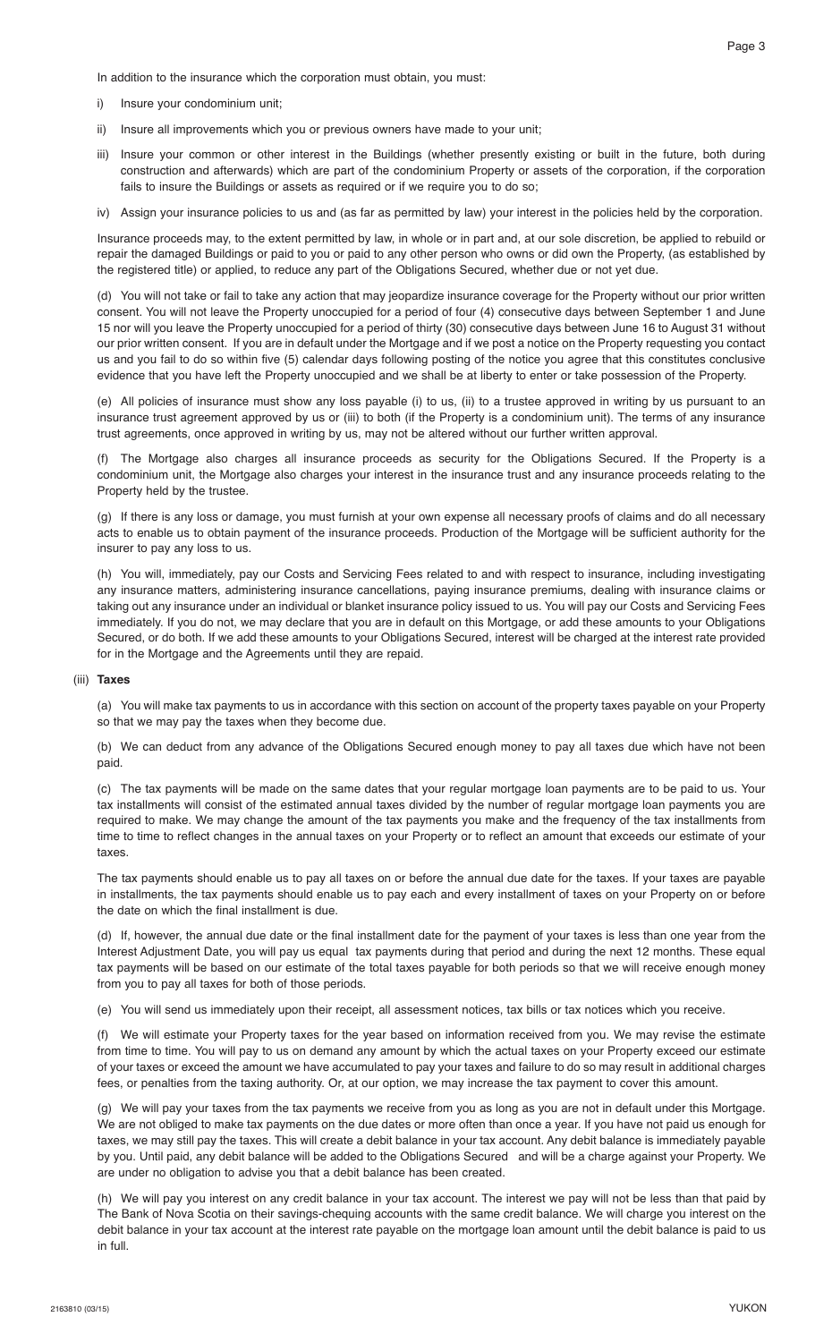In addition to the insurance which the corporation must obtain, you must:

i) Insure your condominium unit;

ii) Insure all improvements which you or previous owners have made to your unit;

iii) Insure your common or other interest in the Buildings (whether presently existing or built in the future, both during construction and afterwards) which are part of the condominium Property or assets of the corporation, if the corporation fails to insure the Buildings or assets as required or if we require you to do so;

iv) Assign your insurance policies to us and (as far as permitted by law) your interest in the policies held by the corporation.

Insurance proceeds may, to the extent permitted by law, in whole or in part and, at our sole discretion, be applied to rebuild or repair the damaged Buildings or paid to you or paid to any other person who owns or did own the Property, (as established by the registered title) or applied, to reduce any part of the Obligations Secured, whether due or not yet due.

(d) You will not take or fail to take any action that may jeopardize insurance coverage for the Property without our prior written consent. You will not leave the Property unoccupied for a period of four (4) consecutive days between September 1 and June 15 nor will you leave the Property unoccupied for a period of thirty (30) consecutive days between June 16 to August 31 without our prior written consent. If you are in default under the Mortgage and if we post a notice on the Property requesting you contact us and you fail to do so within five (5) calendar days following posting of the notice you agree that this constitutes conclusive evidence that you have left the Property unoccupied and we shall be at liberty to enter or take possession of the Property.

(e) All policies of insurance must show any loss payable (i) to us, (ii) to a trustee approved in writing by us pursuant to an insurance trust agreement approved by us or (iii) to both (if the Property is a condominium unit). The terms of any insurance trust agreements, once approved in writing by us, may not be altered without our further written approval.

(f) The Mortgage also charges all insurance proceeds as security for the Obligations Secured. If the Property is a condominium unit, the Mortgage also charges your interest in the insurance trust and any insurance proceeds relating to the Property held by the trustee.

(g) If there is any loss or damage, you must furnish at your own expense all necessary proofs of claims and do all necessary acts to enable us to obtain payment of the insurance proceeds. Production of the Mortgage will be sufficient authority for the insurer to pay any loss to us.

(h) You will, immediately, pay our Costs and Servicing Fees related to and with respect to insurance, including investigating any insurance matters, administering insurance cancellations, paying insurance premiums, dealing with insurance claims or taking out any insurance under an individual or blanket insurance policy issued to us. You will pay our Costs and Servicing Fees immediately. If you do not, we may declare that you are in default on this Mortgage, or add these amounts to your Obligations Secured, or do both. If we add these amounts to your Obligations Secured, interest will be charged at the interest rate provided for in the Mortgage and the Agreements until they are repaid.

(iii) **Taxes**

(a) You will make tax payments to us in accordance with this section on account of the property taxes payable on your Property so that we may pay the taxes when they become due.

(b) We can deduct from any advance of the Obligations Secured enough money to pay all taxes due which have not been paid.

(c) The tax payments will be made on the same dates that your regular mortgage loan payments are to be paid to us. Your tax installments will consist of the estimated annual taxes divided by the number of regular mortgage loan payments you are required to make. We may change the amount of the tax payments you make and the frequency of the tax installments from time to time to reflect changes in the annual taxes on your Property or to reflect an amount that exceeds our estimate of your taxes.

The tax payments should enable us to pay all taxes on or before the annual due date for the taxes. If your taxes are payable in installments, the tax payments should enable us to pay each and every installment of taxes on your Property on or before the date on which the final installment is due.

(d) If, however, the annual due date or the final installment date for the payment of your taxes is less than one year from the Interest Adjustment Date, you will pay us equal tax payments during that period and during the next 12 months. These equal tax payments will be based on our estimate of the total taxes payable for both periods so that we will receive enough money from you to pay all taxes for both of those periods.

(e) You will send us immediately upon their receipt, all assessment notices, tax bills or tax notices which you receive.

(f) We will estimate your Property taxes for the year based on information received from you. We may revise the estimate from time to time. You will pay to us on demand any amount by which the actual taxes on your Property exceed our estimate of your taxes or exceed the amount we have accumulated to pay your taxes and failure to do so may result in additional charges fees, or penalties from the taxing authority. Or, at our option, we may increase the tax payment to cover this amount.

(g) We will pay your taxes from the tax payments we receive from you as long as you are not in default under this Mortgage. We are not obliged to make tax payments on the due dates or more often than once a year. If you have not paid us enough for taxes, we may still pay the taxes. This will create a debit balance in your tax account. Any debit balance is immediately payable by you. Until paid, any debit balance will be added to the Obligations Secured and will be a charge against your Property. We are under no obligation to advise you that a debit balance has been created.

(h) We will pay you interest on any credit balance in your tax account. The interest we pay will not be less than that paid by The Bank of Nova Scotia on their savings-chequing accounts with the same credit balance. We will charge you interest on the debit balance in your tax account at the interest rate payable on the mortgage loan amount until the debit balance is paid to us in full.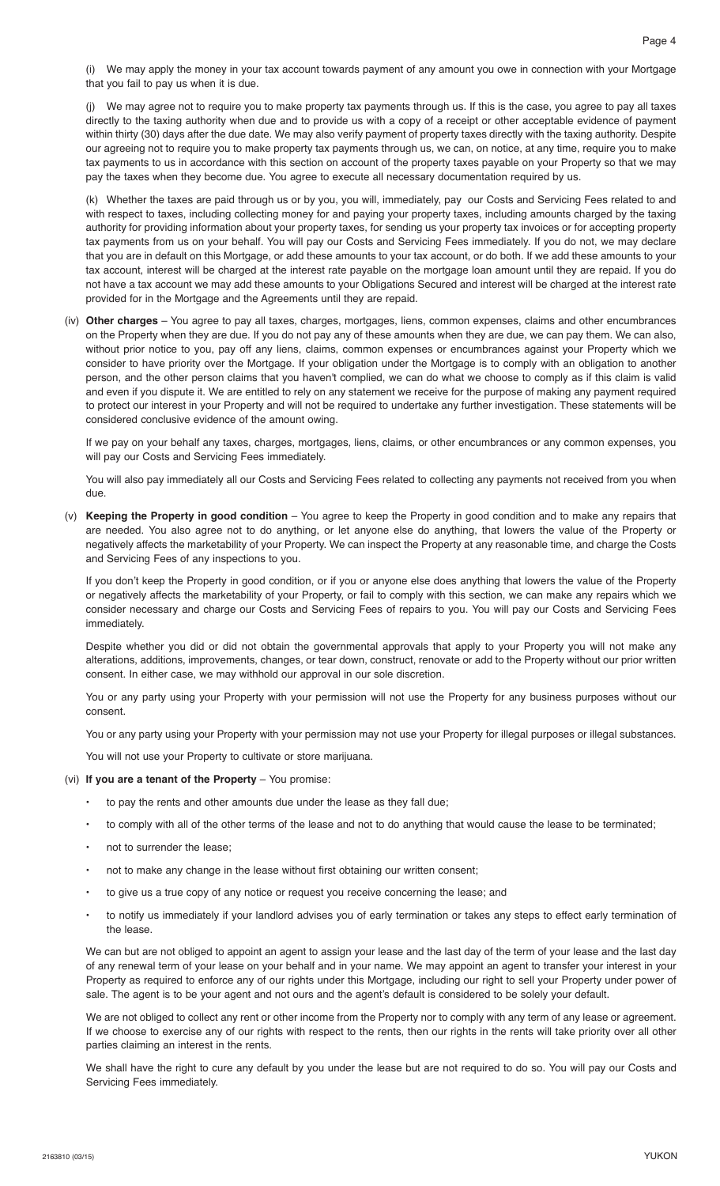(i) We may apply the money in your tax account towards payment of any amount you owe in connection with your Mortgage that you fail to pay us when it is due.

(j) We may agree not to require you to make property tax payments through us. If this is the case, you agree to pay all taxes directly to the taxing authority when due and to provide us with a copy of a receipt or other acceptable evidence of payment within thirty (30) days after the due date. We may also verify payment of property taxes directly with the taxing authority. Despite our agreeing not to require you to make property tax payments through us, we can, on notice, at any time, require you to make tax payments to us in accordance with this section on account of the property taxes payable on your Property so that we may pay the taxes when they become due. You agree to execute all necessary documentation required by us.

(k) Whether the taxes are paid through us or by you, you will, immediately, pay our Costs and Servicing Fees related to and with respect to taxes, including collecting money for and paying your property taxes, including amounts charged by the taxing authority for providing information about your property taxes, for sending us your property tax invoices or for accepting property tax payments from us on your behalf. You will pay our Costs and Servicing Fees immediately. If you do not, we may declare that you are in default on this Mortgage, or add these amounts to your tax account, or do both. If we add these amounts to your tax account, interest will be charged at the interest rate payable on the mortgage loan amount until they are repaid. If you do not have a tax account we may add these amounts to your Obligations Secured and interest will be charged at the interest rate provided for in the Mortgage and the Agreements until they are repaid.

(iv) **Other charges** – You agree to pay all taxes, charges, mortgages, liens, common expenses, claims and other encumbrances on the Property when they are due. If you do not pay any of these amounts when they are due, we can pay them. We can also, without prior notice to you, pay off any liens, claims, common expenses or encumbrances against your Property which we consider to have priority over the Mortgage. If your obligation under the Mortgage is to comply with an obligation to another person, and the other person claims that you haven't complied, we can do what we choose to comply as if this claim is valid and even if you dispute it. We are entitled to rely on any statement we receive for the purpose of making any payment required to protect our interest in your Property and will not be required to undertake any further investigation. These statements will be considered conclusive evidence of the amount owing.

If we pay on your behalf any taxes, charges, mortgages, liens, claims, or other encumbrances or any common expenses, you will pay our Costs and Servicing Fees immediately.

You will also pay immediately all our Costs and Servicing Fees related to collecting any payments not received from you when due.

(v) **Keeping the Property in good condition** – You agree to keep the Property in good condition and to make any repairs that are needed. You also agree not to do anything, or let anyone else do anything, that lowers the value of the Property or negatively affects the marketability of your Property. We can inspect the Property at any reasonable time, and charge the Costs and Servicing Fees of any inspections to you.

If you don't keep the Property in good condition, or if you or anyone else does anything that lowers the value of the Property or negatively affects the marketability of your Property, or fail to comply with this section, we can make any repairs which we consider necessary and charge our Costs and Servicing Fees of repairs to you. You will pay our Costs and Servicing Fees immediately.

Despite whether you did or did not obtain the governmental approvals that apply to your Property you will not make any alterations, additions, improvements, changes, or tear down, construct, renovate or add to the Property without our prior written consent. In either case, we may withhold our approval in our sole discretion.

You or any party using your Property with your permission will not use the Property for any business purposes without our consent.

You or any party using your Property with your permission may not use your Property for illegal purposes or illegal substances.

You will not use your Property to cultivate or store marijuana.

(vi) **If you are a tenant of the Property** – You promise:

- to pay the rents and other amounts due under the lease as they fall due;
- to comply with all of the other terms of the lease and not to do anything that would cause the lease to be terminated;
- not to surrender the lease;
- not to make any change in the lease without first obtaining our written consent;
- to give us a true copy of any notice or request you receive concerning the lease; and
- to notify us immediately if your landlord advises you of early termination or takes any steps to effect early termination of the lease.

We can but are not obliged to appoint an agent to assign your lease and the last day of the term of your lease and the last day of any renewal term of your lease on your behalf and in your name. We may appoint an agent to transfer your interest in your Property as required to enforce any of our rights under this Mortgage, including our right to sell your Property under power of sale. The agent is to be your agent and not ours and the agent's default is considered to be solely your default.

We are not obliged to collect any rent or other income from the Property nor to comply with any term of any lease or agreement. If we choose to exercise any of our rights with respect to the rents, then our rights in the rents will take priority over all other parties claiming an interest in the rents.

We shall have the right to cure any default by you under the lease but are not required to do so. You will pay our Costs and Servicing Fees immediately.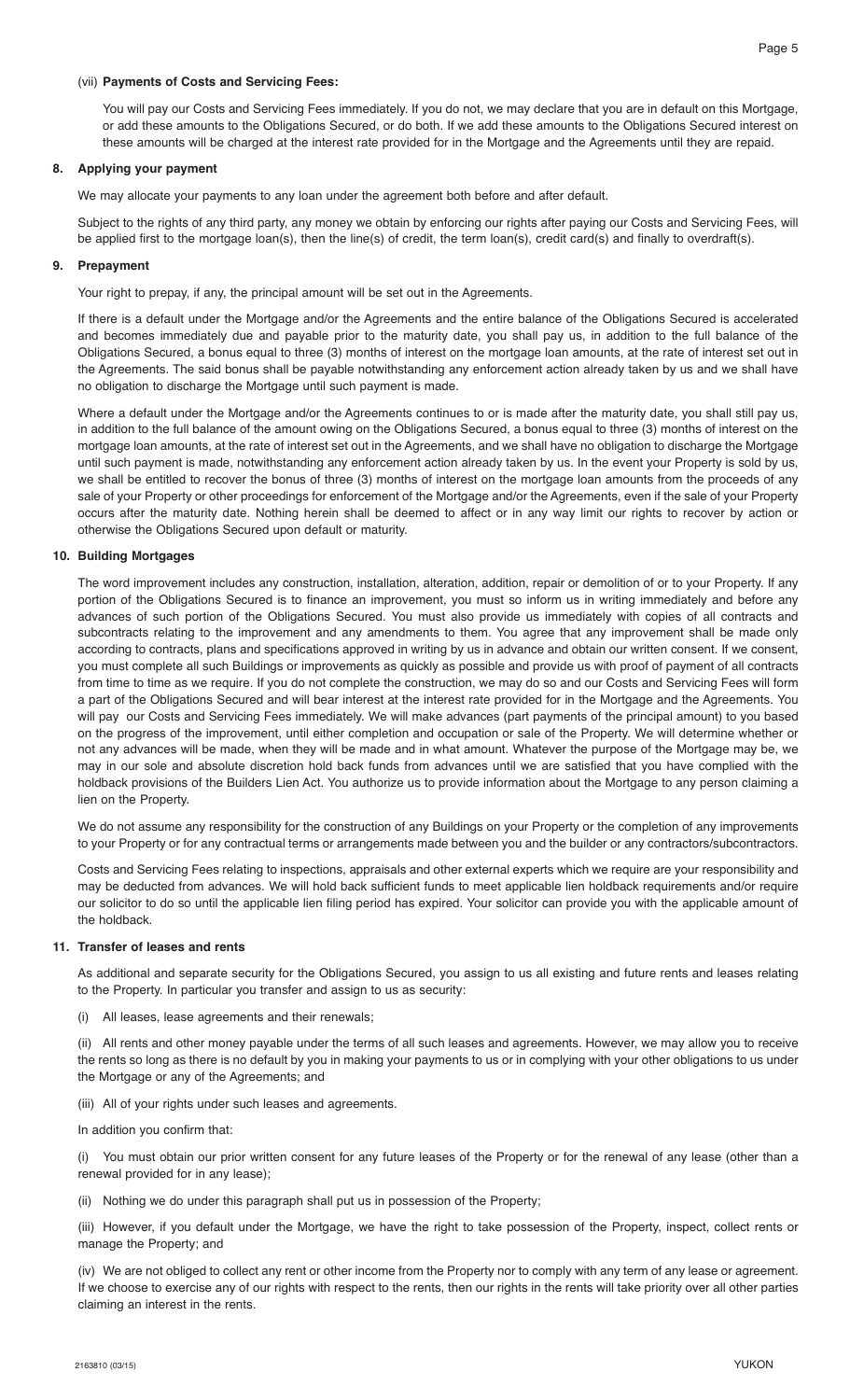(vii) **Payments of Costs and Servicing Fees:**

You will pay our Costs and Servicing Fees immediately. If you do not, we may declare that you are in default on this Mortgage, or add these amounts to the Obligations Secured, or do both. If we add these amounts to the Obligations Secured interest on these amounts will be charged at the interest rate provided for in the Mortgage and the Agreements until they are repaid.

**8. Applying your payment**

We may allocate your payments to any loan under the agreement both before and after default.

Subject to the rights of any third party, any money we obtain by enforcing our rights after paying our Costs and Servicing Fees, will be applied first to the mortgage loan(s), then the line(s) of credit, the term loan(s), credit card(s) and finally to overdraft(s).

**9. Prepayment**

Your right to prepay, if any, the principal amount will be set out in the Agreements.

If there is a default under the Mortgage and/or the Agreements and the entire balance of the Obligations Secured is accelerated and becomes immediately due and payable prior to the maturity date, you shall pay us, in addition to the full balance of the Obligations Secured, a bonus equal to three (3) months of interest on the mortgage loan amounts, at the rate of interest set out in the Agreements. The said bonus shall be payable notwithstanding any enforcement action already taken by us and we shall have no obligation to discharge the Mortgage until such payment is made.

Where a default under the Mortgage and/or the Agreements continues to or is made after the maturity date, you shall still pay us, in addition to the full balance of the amount owing on the Obligations Secured, a bonus equal to three (3) months of interest on the mortgage loan amounts, at the rate of interest set out in the Agreements, and we shall have no obligation to discharge the Mortgage until such payment is made, notwithstanding any enforcement action already taken by us. In the event your Property is sold by us, we shall be entitled to recover the bonus of three (3) months of interest on the mortgage loan amounts from the proceeds of any sale of your Property or other proceedings for enforcement of the Mortgage and/or the Agreements, even if the sale of your Property occurs after the maturity date. Nothing herein shall be deemed to affect or in any way limit our rights to recover by action or otherwise the Obligations Secured upon default or maturity.

**10. Building Mortgages**

The word improvement includes any construction, installation, alteration, addition, repair or demolition of or to your Property. If any portion of the Obligations Secured is to finance an improvement, you must so inform us in writing immediately and before any advances of such portion of the Obligations Secured. You must also provide us immediately with copies of all contracts and subcontracts relating to the improvement and any amendments to them. You agree that any improvement shall be made only according to contracts, plans and specifications approved in writing by us in advance and obtain our written consent. If we consent, you must complete all such Buildings or improvements as quickly as possible and provide us with proof of payment of all contracts from time to time as we require. If you do not complete the construction, we may do so and our Costs and Servicing Fees will form a part of the Obligations Secured and will bear interest at the interest rate provided for in the Mortgage and the Agreements. You will pay our Costs and Servicing Fees immediately. We will make advances (part payments of the principal amount) to you based on the progress of the improvement, until either completion and occupation or sale of the Property. We will determine whether or not any advances will be made, when they will be made and in what amount. Whatever the purpose of the Mortgage may be, we may in our sole and absolute discretion hold back funds from advances until we are satisfied that you have complied with the holdback provisions of the Builders Lien Act. You authorize us to provide information about the Mortgage to any person claiming a lien on the Property.

We do not assume any responsibility for the construction of any Buildings on your Property or the completion of any improvements to your Property or for any contractual terms or arrangements made between you and the builder or any contractors/subcontractors.

Costs and Servicing Fees relating to inspections, appraisals and other external experts which we require are your responsibility and may be deducted from advances. We will hold back sufficient funds to meet applicable lien holdback requirements and/or require our solicitor to do so until the applicable lien filing period has expired. Your solicitor can provide you with the applicable amount of the holdback.

**11. Transfer of leases and rents**

As additional and separate security for the Obligations Secured, you assign to us all existing and future rents and leases relating to the Property. In particular you transfer and assign to us as security:

(i) All leases, lease agreements and their renewals;

(ii) All rents and other money payable under the terms of all such leases and agreements. However, we may allow you to receive the rents so long as there is no default by you in making your payments to us or in complying with your other obligations to us under the Mortgage or any of the Agreements; and

(iii) All of your rights under such leases and agreements.

In addition you confirm that:

(i) You must obtain our prior written consent for any future leases of the Property or for the renewal of any lease (other than a renewal provided for in any lease);

(ii) Nothing we do under this paragraph shall put us in possession of the Property;

(iii) However, if you default under the Mortgage, we have the right to take possession of the Property, inspect, collect rents or manage the Property; and

(iv) We are not obliged to collect any rent or other income from the Property nor to comply with any term of any lease or agreement. If we choose to exercise any of our rights with respect to the rents, then our rights in the rents will take priority over all other parties claiming an interest in the rents.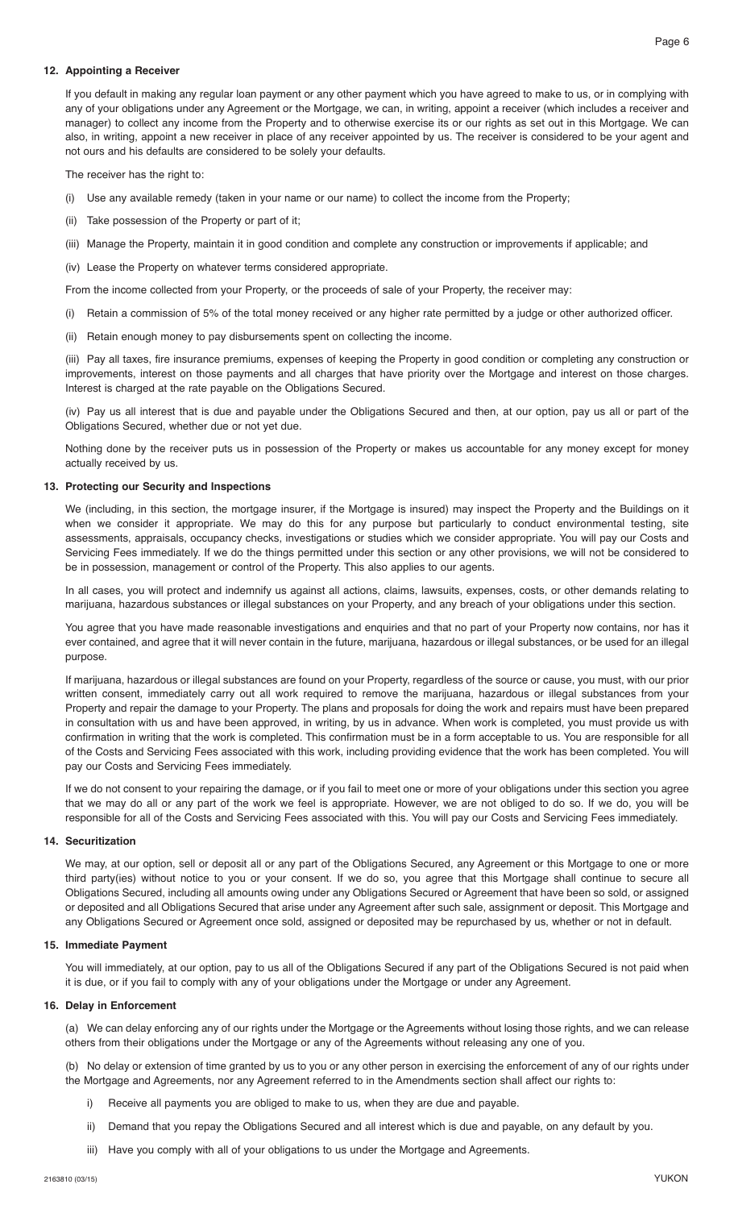## 12. Appointing a Receiver

If you default in making any regular loan payment or any other payment which you have agreed to make to us, or in complying with any of your obligations under any Agreement or the Mortgage, we can, in writing, appoint a receiver (which includes a receiver and manager) to collect any income from the Property and to otherwise exercise its or our rights as set out in this Mortgage. We can also, in writing, appoint a new receiver in place of any receiver appointed by us. The receiver is considered to be your agent and not ours and his defaults are considered to be solely your defaults.

The receiver has the right to:

(i) Use any available remedy (taken in your name or our name) to collect the income from the Property;

(ii) Take possession of the Property or part of it;

(iii) Manage the Property, maintain it in good condition and complete any construction or improvements if applicable; and

(iv) Lease the Property on whatever terms considered appropriate.

From the income collected from your Property, or the proceeds of sale of your Property, the receiver may:

(i) Retain a commission of 5% of the total money received or any higher rate permitted by a judge or other authorized officer.

(ii) Retain enough money to pay disbursements spent on collecting the income.

(iii) Pay all taxes, fire insurance premiums, expenses of keeping the Property in good condition or completing any construction or improvements, interest on those payments and all charges that have priority over the Mortgage and interest on those charges. Interest is charged at the rate payable on the Obligations Secured.

(iv) Pay us all interest that is due and payable under the Obligations Secured and then, at our option, pay us all or part of the Obligations Secured, whether due or not yet due.

Nothing done by the receiver puts us in possession of the Property or makes us accountable for any money except for money actually received by us.

## 13. Protecting our Security and Inspections

We (including, in this section, the mortgage insurer, if the Mortgage is insured) may inspect the Property and the Buildings on it when we consider it appropriate. We may do this for any purpose but particularly to conduct environmental testing, site assessments, appraisals, occupancy checks, investigations or studies which we consider appropriate. You will pay our Costs and Servicing Fees immediately. If we do the things permitted under this section or any other provisions, we will not be considered to be in possession, management or control of the Property. This also applies to our agents.

In all cases, you will protect and indemnify us against all actions, claims, lawsuits, expenses, costs, or other demands relating to marijuana, hazardous substances or illegal substances on your Property, and any breach of your obligations under this section.

You agree that you have made reasonable investigations and enquiries and that no part of your Property now contains, nor has it ever contained, and agree that it will never contain in the future, marijuana, hazardous or illegal substances, or be used for an illegal purpose.

If marijuana, hazardous or illegal substances are found on your Property, regardless of the source or cause, you must, with our prior written consent, immediately carry out all work required to remove the marijuana, hazardous or illegal substances from your Property and repair the damage to your Property. The plans and proposals for doing the work and repairs must have been prepared in consultation with us and have been approved, in writing, by us in advance. When work is completed, you must provide us with confirmation in writing that the work is completed. This confirmation must be in a form acceptable to us. You are responsible for all of the Costs and Servicing Fees associated with this work, including providing evidence that the work has been completed. You will pay our Costs and Servicing Fees immediately.

If we do not consent to your repairing the damage, or if you fail to meet one or more of your obligations under this section you agree that we may do all or any part of the work we feel is appropriate. However, we are not obliged to do so. If we do, you will be responsible for all of the Costs and Servicing Fees associated with this. You will pay our Costs and Servicing Fees immediately.

## 14. Securitization

We may, at our option, sell or deposit all or any part of the Obligations Secured, any Agreement or this Mortgage to one or more third party(ies) without notice to you or your consent. If we do so, you agree that this Mortgage shall continue to secure all Obligations Secured, including all amounts owing under any Obligations Secured or Agreement that have been so sold, or assigned or deposited and all Obligations Secured that arise under any Agreement after such sale, assignment or deposit. This Mortgage and any Obligations Secured or Agreement once sold, assigned or deposited may be repurchased by us, whether or not in default.

## 15. Immediate Payment

You will immediately, at our option, pay to us all of the Obligations Secured if any part of the Obligations Secured is not paid when it is due, or if you fail to comply with any of your obligations under the Mortgage or under any Agreement.

## 16. Delay in Enforcement

(a) We can delay enforcing any of our rights under the Mortgage or the Agreements without losing those rights, and we can release others from their obligations under the Mortgage or any of the Agreements without releasing any one of you.

(b) No delay or extension of time granted by us to you or any other person in exercising the enforcement of any of our rights under the Mortgage and Agreements, nor any Agreement referred to in the Amendments section shall affect our rights to:

i) Receive all payments you are obliged to make to us, when they are due and payable.

ii) Demand that you repay the Obligations Secured and all interest which is due and payable, on any default by you.

iii) Have you comply with all of your obligations to us under the Mortgage and Agreements.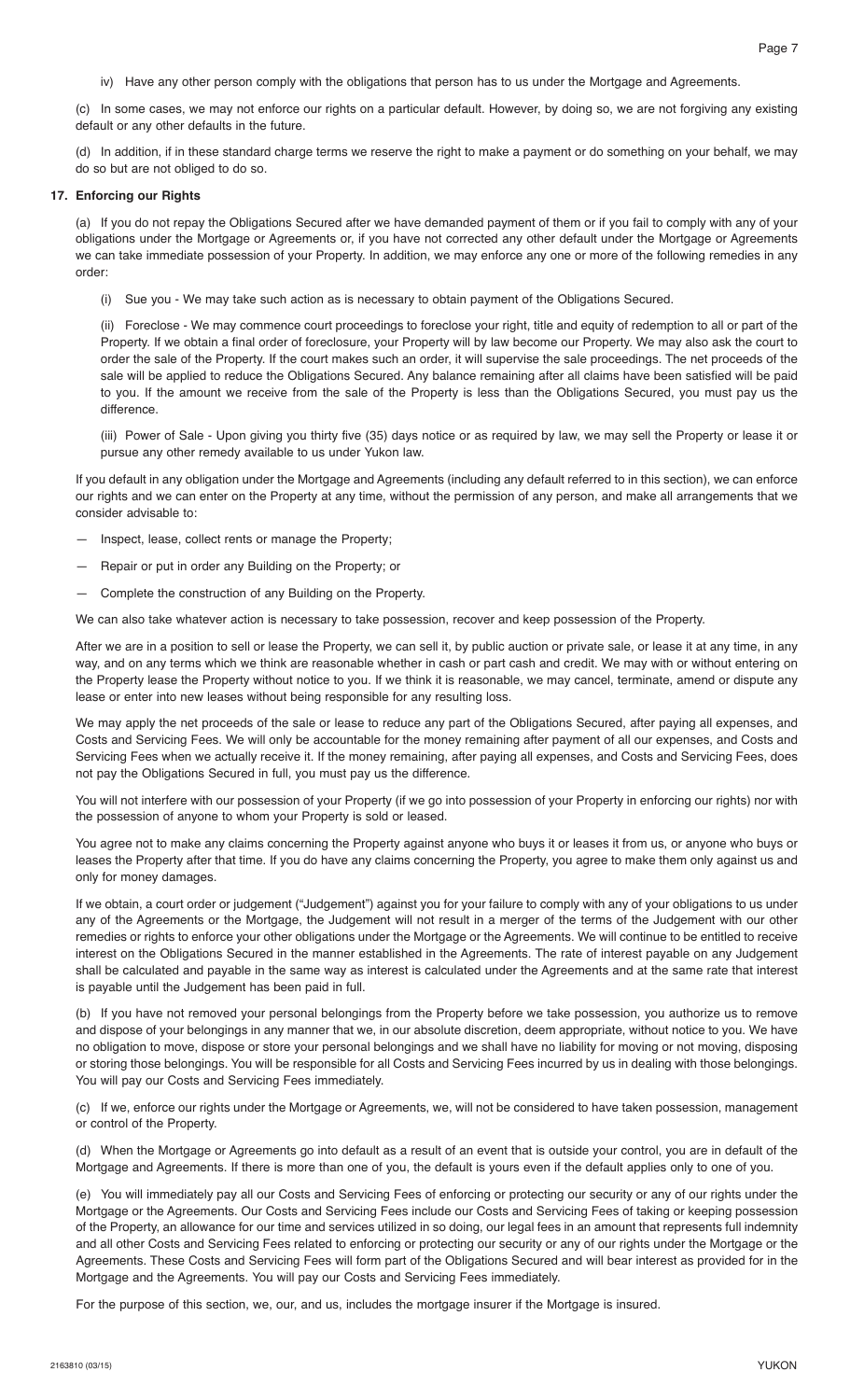iv) Have any other person comply with the obligations that person has to us under the Mortgage and Agreements.

(c) In some cases, we may not enforce our rights on a particular default. However, by doing so, we are not forgiving any existing default or any other defaults in the future.

(d) In addition, if in these standard charge terms we reserve the right to make a payment or do something on your behalf, we may do so but are not obliged to do so.

**17. Enforcing our Rights**

(a) If you do not repay the Obligations Secured after we have demanded payment of them or if you fail to comply with any of your obligations under the Mortgage or Agreements or, if you have not corrected any other default under the Mortgage or Agreements we can take immediate possession of your Property. In addition, we may enforce any one or more of the following remedies in any order:

(i) Sue you - We may take such action as is necessary to obtain payment of the Obligations Secured.

(ii) Foreclose - We may commence court proceedings to foreclose your right, title and equity of redemption to all or part of the Property. If we obtain a final order of foreclosure, your Property will by law become our Property. We may also ask the court to order the sale of the Property. If the court makes such an order, it will supervise the sale proceedings. The net proceeds of the sale will be applied to reduce the Obligations Secured. Any balance remaining after all claims have been satisfied will be paid to you. If the amount we receive from the sale of the Property is less than the Obligations Secured, you must pay us the difference.

(iii) Power of Sale - Upon giving you thirty five (35) days notice or as required by law, we may sell the Property or lease it or pursue any other remedy available to us under Yukon law.

If you default in any obligation under the Mortgage and Agreements (including any default referred to in this section), we can enforce our rights and we can enter on the Property at any time, without the permission of any person, and make all arrangements that we consider advisable to:

— Inspect, lease, collect rents or manage the Property;

— Repair or put in order any Building on the Property; or

— Complete the construction of any Building on the Property.

We can also take whatever action is necessary to take possession, recover and keep possession of the Property.

After we are in a position to sell or lease the Property, we can sell it, by public auction or private sale, or lease it at any time, in any way, and on any terms which we think are reasonable whether in cash or part cash and credit. We may with or without entering on the Property lease the Property without notice to you. If we think it is reasonable, we may cancel, terminate, amend or dispute any lease or enter into new leases without being responsible for any resulting loss.

We may apply the net proceeds of the sale or lease to reduce any part of the Obligations Secured, after paying all expenses, and Costs and Servicing Fees. We will only be accountable for the money remaining after payment of all our expenses, and Costs and Servicing Fees when we actually receive it. If the money remaining, after paying all expenses, and Costs and Servicing Fees, does not pay the Obligations Secured in full, you must pay us the difference.

You will not interfere with our possession of your Property (if we go into possession of your Property in enforcing our rights) nor with the possession of anyone to whom your Property is sold or leased.

You agree not to make any claims concerning the Property against anyone who buys it or leases it from us, or anyone who buys or leases the Property after that time. If you do have any claims concerning the Property, you agree to make them only against us and only for money damages.

If we obtain, a court order or judgement ("Judgement") against you for your failure to comply with any of your obligations to us under any of the Agreements or the Mortgage, the Judgement will not result in a merger of the terms of the Judgement with our other remedies or rights to enforce your other obligations under the Mortgage or the Agreements. We will continue to be entitled to receive interest on the Obligations Secured in the manner established in the Agreements. The rate of interest payable on any Judgement shall be calculated and payable in the same way as interest is calculated under the Agreements and at the same rate that interest is payable until the Judgement has been paid in full.

(b) If you have not removed your personal belongings from the Property before we take possession, you authorize us to remove and dispose of your belongings in any manner that we, in our absolute discretion, deem appropriate, without notice to you. We have no obligation to move, dispose or store your personal belongings and we shall have no liability for moving or not moving, disposing or storing those belongings. You will be responsible for all Costs and Servicing Fees incurred by us in dealing with those belongings. You will pay our Costs and Servicing Fees immediately.

(c) If we, enforce our rights under the Mortgage or Agreements, we, will not be considered to have taken possession, management or control of the Property.

(d) When the Mortgage or Agreements go into default as a result of an event that is outside your control, you are in default of the Mortgage and Agreements. If there is more than one of you, the default is yours even if the default applies only to one of you.

(e) You will immediately pay all our Costs and Servicing Fees of enforcing or protecting our security or any of our rights under the Mortgage or the Agreements. Our Costs and Servicing Fees include our Costs and Servicing Fees of taking or keeping possession of the Property, an allowance for our time and services utilized in so doing, our legal fees in an amount that represents full indemnity and all other Costs and Servicing Fees related to enforcing or protecting our security or any of our rights under the Mortgage or the Agreements. These Costs and Servicing Fees will form part of the Obligations Secured and will bear interest as provided for in the Mortgage and the Agreements. You will pay our Costs and Servicing Fees immediately.

For the purpose of this section, we, our, and us, includes the mortgage insurer if the Mortgage is insured.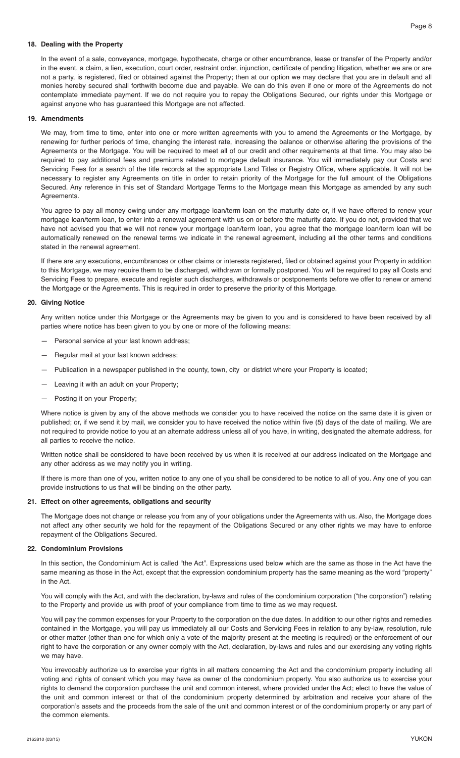### 18. Dealing with the Property

In the event of a sale, conveyance, mortgage, hypothecate, charge or other encumbrance, lease or transfer of the Property and/or in the event, a claim, a lien, execution, court order, restraint order, injunction, certificate of pending litigation, whether we are or are not a party, is registered, filed or obtained against the Property; then at our option we may declare that you are in default and all monies hereby secured shall forthwith become due and payable. We can do this even if one or more of the Agreements do not contemplate immediate payment. If we do not require you to repay the Obligations Secured, our rights under this Mortgage or against anyone who has guaranteed this Mortgage are not affected.

### 19. Amendments

We may, from time to time, enter into one or more written agreements with you to amend the Agreements or the Mortgage, by renewing for further periods of time, changing the interest rate, increasing the balance or otherwise altering the provisions of the Agreements or the Mortgage. You will be required to meet all of our credit and other requirements at that time. You may also be required to pay additional fees and premiums related to mortgage default insurance. You will immediately pay our Costs and Servicing Fees for a search of the title records at the appropriate Land Titles or Registry Office, where applicable. It will not be necessary to register any Agreements on title in order to retain priority of the Mortgage for the full amount of the Obligations Secured. Any reference in this set of Standard Mortgage Terms to the Mortgage mean this Mortgage as amended by any such Agreements.

You agree to pay all money owing under any mortgage loan/term loan on the maturity date or, if we have offered to renew your mortgage loan/term loan, to enter into a renewal agreement with us on or before the maturity date. If you do not, provided that we have not advised you that we will not renew your mortgage loan/term loan, you agree that the mortgage loan/term loan will be automatically renewed on the renewal terms we indicate in the renewal agreement, including all the other terms and conditions stated in the renewal agreement.

If there are any executions, encumbrances or other claims or interests registered, filed or obtained against your Property in addition to this Mortgage, we may require them to be discharged, withdrawn or formally postponed. You will be required to pay all Costs and Servicing Fees to prepare, execute and register such discharges, withdrawals or postponements before we offer to renew or amend the Mortgage or the Agreements. This is required in order to preserve the priority of this Mortgage.

### 20. Giving Notice

Any written notice under this Mortgage or the Agreements may be given to you and is considered to have been received by all parties where notice has been given to you by one or more of the following means:

- Personal service at your last known address;
- Regular mail at your last known address;
- Publication in a newspaper published in the county, town, city or district where your Property is located;
- Leaving it with an adult on your Property;
- Posting it on your Property;

Where notice is given by any of the above methods we consider you to have received the notice on the same date it is given or published; or, if we send it by mail, we consider you to have received the notice within five (5) days of the date of mailing. We are not required to provide notice to you at an alternate address unless all of you have, in writing, designated the alternate address, for all parties to receive the notice.

Written notice shall be considered to have been received by us when it is received at our address indicated on the Mortgage and any other address as we may notify you in writing.

If there is more than one of you, written notice to any one of you shall be considered to be notice to all of you. Any one of you can provide instructions to us that will be binding on the other party.

### 21. Effect on other agreements, obligations and security

The Mortgage does not change or release you from any of your obligations under the Agreements with us. Also, the Mortgage does not affect any other security we hold for the repayment of the Obligations Secured or any other rights we may have to enforce repayment of the Obligations Secured.

### 22. Condominium Provisions

In this section, the Condominium Act is called "the Act". Expressions used below which are the same as those in the Act have the same meaning as those in the Act, except that the expression condominium property has the same meaning as the word "property" in the Act.

You will comply with the Act, and with the declaration, by-laws and rules of the condominium corporation ("the corporation") relating to the Property and provide us with proof of your compliance from time to time as we may request.

You will pay the common expenses for your Property to the corporation on the due dates. In addition to our other rights and remedies contained in the Mortgage, you will pay us immediately all our Costs and Servicing Fees in relation to any by-law, resolution, rule or other matter (other than one for which only a vote of the majority present at the meeting is required) or the enforcement of our right to have the corporation or any owner comply with the Act, declaration, by-laws and rules and our exercising any voting rights we may have.

You irrevocably authorize us to exercise your rights in all matters concerning the Act and the condominium property including all voting and rights of consent which you may have as owner of the condominium property. You also authorize us to exercise your rights to demand the corporation purchase the unit and common interest, where provided under the Act; elect to have the value of the unit and common interest or that of the condominium property determined by arbitration and receive your share of the corporation's assets and the proceeds from the sale of the unit and common interest or of the condominium property or any part of the common elements.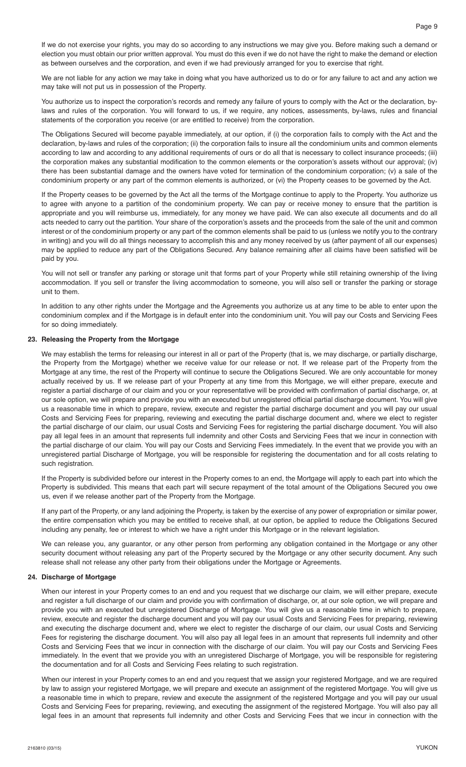If we do not exercise your rights, you may do so according to any instructions we may give you. Before making such a demand or election you must obtain our prior written approval. You must do this even if we do not have the right to make the demand or election as between ourselves and the corporation, and even if we had previously arranged for you to exercise that right.

We are not liable for any action we may take in doing what you have authorized us to do or for any failure to act and any action we may take will not put us in possession of the Property.

You authorize us to inspect the corporation's records and remedy any failure of yours to comply with the Act or the declaration, by-laws and rules of the corporation. You will forward to us, if we require, any notices, assessments, by-laws, rules and financial statements of the corporation you receive (or are entitled to receive) from the corporation.

The Obligations Secured will become payable immediately, at our option, if (i) the corporation fails to comply with the Act and the declaration, by-laws and rules of the corporation; (ii) the corporation fails to insure all the condominium units and common elements according to law and according to any additional requirements of ours or do all that is necessary to collect insurance proceeds; (iii) the corporation makes any substantial modification to the common elements or the corporation's assets without our approval; (iv) there has been substantial damage and the owners have voted for termination of the condominium corporation; (v) a sale of the condominium property or any part of the common elements is authorized, or (vi) the Property ceases to be governed by the Act.

If the Property ceases to be governed by the Act all the terms of the Mortgage continue to apply to the Property. You authorize us to agree with anyone to a partition of the condominium property. We can pay or receive money to ensure that the partition is appropriate and you will reimburse us, immediately, for any money we have paid. We can also execute all documents and do all acts needed to carry out the partition. Your share of the corporation's assets and the proceeds from the sale of the unit and common interest or of the condominium property or any part of the common elements shall be paid to us (unless we notify you to the contrary in writing) and you will do all things necessary to accomplish this and any money received by us (after payment of all our expenses) may be applied to reduce any part of the Obligations Secured. Any balance remaining after all claims have been satisfied will be paid by you.

You will not sell or transfer any parking or storage unit that forms part of your Property while still retaining ownership of the living accommodation. If you sell or transfer the living accommodation to someone, you will also sell or transfer the parking or storage unit to them.

In addition to any other rights under the Mortgage and the Agreements you authorize us at any time to be able to enter upon the condominium complex and if the Mortgage is in default enter into the condominium unit. You will pay our Costs and Servicing Fees for so doing immediately.

## 23. Releasing the Property from the Mortgage

We may establish the terms for releasing our interest in all or part of the Property (that is, we may discharge, or partially discharge, the Property from the Mortgage) whether we receive value for our release or not. If we release part of the Property from the Mortgage at any time, the rest of the Property will continue to secure the Obligations Secured. We are only accountable for money actually received by us. If we release part of your Property at any time from this Mortgage, we will either prepare, execute and register a partial discharge of our claim and you or your representative will be provided with confirmation of partial discharge, or, at our sole option, we will prepare and provide you with an executed but unregistered official partial discharge document. You will give us a reasonable time in which to prepare, review, execute and register the partial discharge document and you will pay our usual Costs and Servicing Fees for preparing, reviewing and executing the partial discharge document and, where we elect to register the partial discharge of our claim, our usual Costs and Servicing Fees for registering the partial discharge document. You will also pay all legal fees in an amount that represents full indemnity and other Costs and Servicing Fees that we incur in connection with the partial discharge of our claim. You will pay our Costs and Servicing Fees immediately. In the event that we provide you with an unregistered partial Discharge of Mortgage, you will be responsible for registering the documentation and for all costs relating to such registration.

If the Property is subdivided before our interest in the Property comes to an end, the Mortgage will apply to each part into which the Property is subdivided. This means that each part will secure repayment of the total amount of the Obligations Secured you owe us, even if we release another part of the Property from the Mortgage.

If any part of the Property, or any land adjoining the Property, is taken by the exercise of any power of expropriation or similar power, the entire compensation which you may be entitled to receive shall, at our option, be applied to reduce the Obligations Secured including any penalty, fee or interest to which we have a right under this Mortgage or in the relevant legislation.

We can release you, any guarantor, or any other person from performing any obligation contained in the Mortgage or any other security document without releasing any part of the Property secured by the Mortgage or any other security document. Any such release shall not release any other party from their obligations under the Mortgage or Agreements.

## 24. Discharge of Mortgage

When our interest in your Property comes to an end and you request that we discharge our claim, we will either prepare, execute and register a full discharge of our claim and provide you with confirmation of discharge, or, at our sole option, we will prepare and provide you with an executed but unregistered Discharge of Mortgage. You will give us a reasonable time in which to prepare, review, execute and register the discharge document and you will pay our usual Costs and Servicing Fees for preparing, reviewing and executing the discharge document and, where we elect to register the discharge of our claim, our usual Costs and Servicing Fees for registering the discharge document. You will also pay all legal fees in an amount that represents full indemnity and other Costs and Servicing Fees that we incur in connection with the discharge of our claim. You will pay our Costs and Servicing Fees immediately. In the event that we provide you with an unregistered Discharge of Mortgage, you will be responsible for registering the documentation and for all Costs and Servicing Fees relating to such registration.

When our interest in your Property comes to an end and you request that we assign your registered Mortgage, and we are required by law to assign your registered Mortgage, we will prepare and execute an assignment of the registered Mortgage. You will give us a reasonable time in which to prepare, review and execute the assignment of the registered Mortgage and you will pay our usual Costs and Servicing Fees for preparing, reviewing, and executing the assignment of the registered Mortgage. You will also pay all legal fees in an amount that represents full indemnity and other Costs and Servicing Fees that we incur in connection with the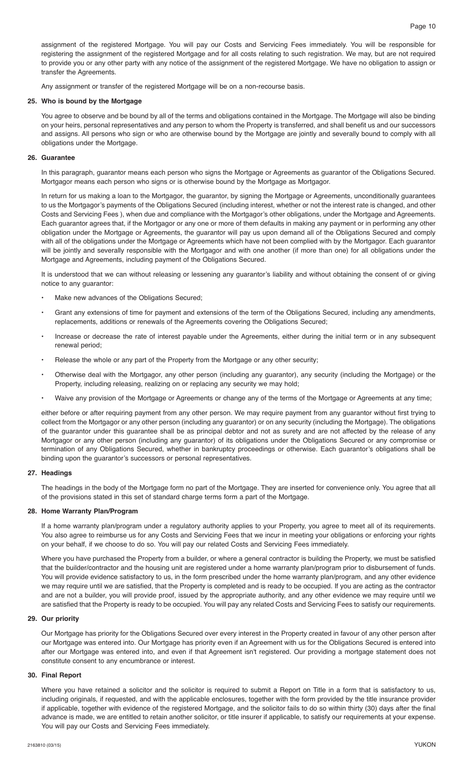assignment of the registered Mortgage. You will pay our Costs and Servicing Fees immediately. You will be responsible for registering the assignment of the registered Mortgage and for all costs relating to such registration. We may, but are not required to provide you or any other party with any notice of the assignment of the registered Mortgage. We have no obligation to assign or transfer the Agreements.

Any assignment or transfer of the registered Mortgage will be on a non-recourse basis.

**25. Who is bound by the Mortgage**

You agree to observe and be bound by all of the terms and obligations contained in the Mortgage. The Mortgage will also be binding on your heirs, personal representatives and any person to whom the Property is transferred, and shall benefit us and our successors and assigns. All persons who sign or who are otherwise bound by the Mortgage are jointly and severally bound to comply with all obligations under the Mortgage.

**26. Guarantee**

In this paragraph, guarantor means each person who signs the Mortgage or Agreements as guarantor of the Obligations Secured. Mortgagor means each person who signs or is otherwise bound by the Mortgage as Mortgagor.

In return for us making a loan to the Mortgagor, the guarantor, by signing the Mortgage or Agreements, unconditionally guarantees to us the Mortgagor's payments of the Obligations Secured (including interest, whether or not the interest rate is changed, and other Costs and Servicing Fees ), when due and compliance with the Mortgagor's other obligations, under the Mortgage and Agreements. Each guarantor agrees that, if the Mortgagor or any one or more of them defaults in making any payment or in performing any other obligation under the Mortgage or Agreements, the guarantor will pay us upon demand all of the Obligations Secured and comply with all of the obligations under the Mortgage or Agreements which have not been complied with by the Mortgagor. Each guarantor will be jointly and severally responsible with the Mortgagor and with one another (if more than one) for all obligations under the Mortgage and Agreements, including payment of the Obligations Secured.

It is understood that we can without releasing or lessening any guarantor's liability and without obtaining the consent of or giving notice to any guarantor:

- Make new advances of the Obligations Secured;
- Grant any extensions of time for payment and extensions of the term of the Obligations Secured, including any amendments, replacements, additions or renewals of the Agreements covering the Obligations Secured;
- Increase or decrease the rate of interest payable under the Agreements, either during the initial term or in any subsequent renewal period;
- Release the whole or any part of the Property from the Mortgage or any other security;
- Otherwise deal with the Mortgagor, any other person (including any guarantor), any security (including the Mortgage) or the Property, including releasing, realizing on or replacing any security we may hold;
- Waive any provision of the Mortgage or Agreements or change any of the terms of the Mortgage or Agreements at any time;

either before or after requiring payment from any other person. We may require payment from any guarantor without first trying to collect from the Mortgagor or any other person (including any guarantor) or on any security (including the Mortgage). The obligations of the guarantor under this guarantee shall be as principal debtor and not as surety and are not affected by the release of any Mortgagor or any other person (including any guarantor) of its obligations under the Obligations Secured or any compromise or termination of any Obligations Secured, whether in bankruptcy proceedings or otherwise. Each guarantor's obligations shall be binding upon the guarantor's successors or personal representatives.

**27. Headings**

The headings in the body of the Mortgage form no part of the Mortgage. They are inserted for convenience only. You agree that all of the provisions stated in this set of standard charge terms form a part of the Mortgage.

**28. Home Warranty Plan/Program**

If a home warranty plan/program under a regulatory authority applies to your Property, you agree to meet all of its requirements. You also agree to reimburse us for any Costs and Servicing Fees that we incur in meeting your obligations or enforcing your rights on your behalf, if we choose to do so. You will pay our related Costs and Servicing Fees immediately.

Where you have purchased the Property from a builder, or where a general contractor is building the Property, we must be satisfied that the builder/contractor and the housing unit are registered under a home warranty plan/program prior to disbursement of funds. You will provide evidence satisfactory to us, in the form prescribed under the home warranty plan/program, and any other evidence we may require until we are satisfied, that the Property is completed and is ready to be occupied. If you are acting as the contractor and are not a builder, you will provide proof, issued by the appropriate authority, and any other evidence we may require until we are satisfied that the Property is ready to be occupied. You will pay any related Costs and Servicing Fees to satisfy our requirements.

**29. Our priority**

Our Mortgage has priority for the Obligations Secured over every interest in the Property created in favour of any other person after our Mortgage was entered into. Our Mortgage has priority even if an Agreement with us for the Obligations Secured is entered into after our Mortgage was entered into, and even if that Agreement isn't registered. Our providing a mortgage statement does not constitute consent to any encumbrance or interest.

**30. Final Report**

Where you have retained a solicitor and the solicitor is required to submit a Report on Title in a form that is satisfactory to us, including originals, if requested, and with the applicable enclosures, together with the form provided by the title insurance provider if applicable, together with evidence of the registered Mortgage, and the solicitor fails to do so within thirty (30) days after the final advance is made, we are entitled to retain another solicitor, or title insurer if applicable, to satisfy our requirements at your expense. You will pay our Costs and Servicing Fees immediately.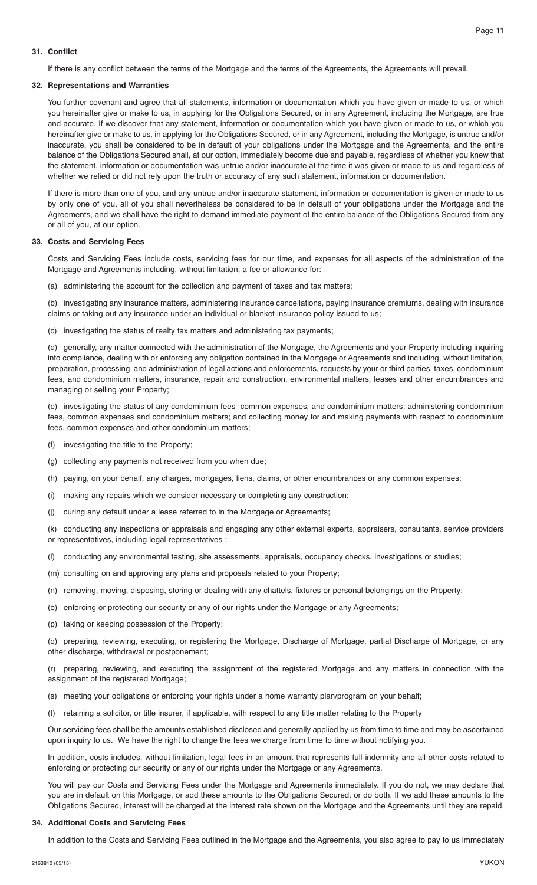### 31. Conflict

If there is any conflict between the terms of the Mortgage and the terms of the Agreements, the Agreements will prevail.

### 32. Representations and Warranties

You further covenant and agree that all statements, information or documentation which you have given or made to us, or which you hereinafter give or make to us, in applying for the Obligations Secured, or in any Agreement, including the Mortgage, are true and accurate. If we discover that any statement, information or documentation which you have given or made to us, or which you hereinafter give or make to us, in applying for the Obligations Secured, or in any Agreement, including the Mortgage, is untrue and/or inaccurate, you shall be considered to be in default of your obligations under the Mortgage and the Agreements, and the entire balance of the Obligations Secured shall, at our option, immediately become due and payable, regardless of whether you knew that the statement, information or documentation was untrue and/or inaccurate at the time it was given or made to us and regardless of whether we relied or did not rely upon the truth or accuracy of any such statement, information or documentation.

If there is more than one of you, and any untrue and/or inaccurate statement, information or documentation is given or made to us by only one of you, all of you shall nevertheless be considered to be in default of your obligations under the Mortgage and the Agreements, and we shall have the right to demand immediate payment of the entire balance of the Obligations Secured from any or all of you, at our option.

### 33. Costs and Servicing Fees

Costs and Servicing Fees include costs, servicing fees for our time, and expenses for all aspects of the administration of the Mortgage and Agreements including, without limitation, a fee or allowance for:

(a) administering the account for the collection and payment of taxes and tax matters;

(b) investigating any insurance matters, administering insurance cancellations, paying insurance premiums, dealing with insurance claims or taking out any insurance under an individual or blanket insurance policy issued to us;

(c) investigating the status of realty tax matters and administering tax payments;

(d) generally, any matter connected with the administration of the Mortgage, the Agreements and your Property including inquiring into compliance, dealing with or enforcing any obligation contained in the Mortgage or Agreements and including, without limitation, preparation, processing and administration of legal actions and enforcements, requests by your or third parties, taxes, condominium fees, and condominium matters, insurance, repair and construction, environmental matters, leases and other encumbrances and managing or selling your Property;

(e) investigating the status of any condominium fees common expenses, and condominium matters; administering condominium fees, common expenses and condominium matters; and collecting money for and making payments with respect to condominium fees, common expenses and other condominium matters;

(f) investigating the title to the Property;

(g) collecting any payments not received from you when due;

(h) paying, on your behalf, any charges, mortgages, liens, claims, or other encumbrances or any common expenses;

(i) making any repairs which we consider necessary or completing any construction;

(j) curing any default under a lease referred to in the Mortgage or Agreements;

(k) conducting any inspections or appraisals and engaging any other external experts, appraisers, consultants, service providers or representatives, including legal representatives ;

(l) conducting any environmental testing, site assessments, appraisals, occupancy checks, investigations or studies;

(m) consulting on and approving any plans and proposals related to your Property;

(n) removing, moving, disposing, storing or dealing with any chattels, fixtures or personal belongings on the Property;

(o) enforcing or protecting our security or any of our rights under the Mortgage or any Agreements;

(p) taking or keeping possession of the Property;

(q) preparing, reviewing, executing, or registering the Mortgage, Discharge of Mortgage, partial Discharge of Mortgage, or any other discharge, withdrawal or postponement;

(r) preparing, reviewing, and executing the assignment of the registered Mortgage and any matters in connection with the assignment of the registered Mortgage;

(s) meeting your obligations or enforcing your rights under a home warranty plan/program on your behalf;

(t) retaining a solicitor, or title insurer, if applicable, with respect to any title matter relating to the Property

Our servicing fees shall be the amounts established disclosed and generally applied by us from time to time and may be ascertained upon inquiry to us. We have the right to change the fees we charge from time to time without notifying you.

In addition, costs includes, without limitation, legal fees in an amount that represents full indemnity and all other costs related to enforcing or protecting our security or any of our rights under the Mortgage or any Agreements.

You will pay our Costs and Servicing Fees under the Mortgage and Agreements immediately. If you do not, we may declare that you are in default on this Mortgage, or add these amounts to the Obligations Secured, or do both. If we add these amounts to the Obligations Secured, interest will be charged at the interest rate shown on the Mortgage and the Agreements until they are repaid.

### 34. Additional Costs and Servicing Fees

In addition to the Costs and Servicing Fees outlined in the Mortgage and the Agreements, you also agree to pay to us immediately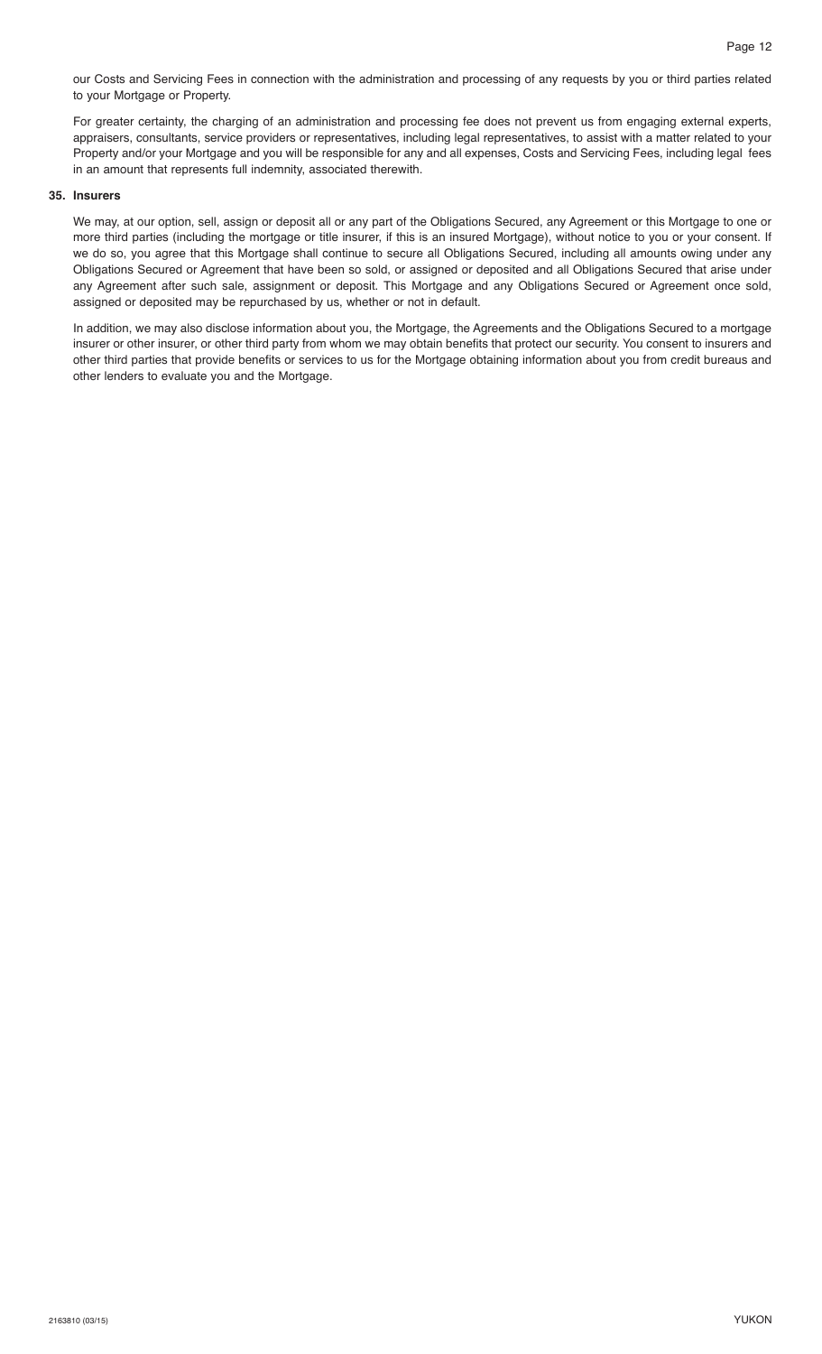our Costs and Servicing Fees in connection with the administration and processing of any requests by you or third parties related to your Mortgage or Property.

For greater certainty, the charging of an administration and processing fee does not prevent us from engaging external experts, appraisers, consultants, service providers or representatives, including legal representatives, to assist with a matter related to your Property and/or your Mortgage and you will be responsible for any and all expenses, Costs and Servicing Fees, including legal fees in an amount that represents full indemnity, associated therewith.

**35. Insurers**

We may, at our option, sell, assign or deposit all or any part of the Obligations Secured, any Agreement or this Mortgage to one or more third parties (including the mortgage or title insurer, if this is an insured Mortgage), without notice to you or your consent. If we do so, you agree that this Mortgage shall continue to secure all Obligations Secured, including all amounts owing under any Obligations Secured or Agreement that have been so sold, or assigned or deposited and all Obligations Secured that arise under any Agreement after such sale, assignment or deposit. This Mortgage and any Obligations Secured or Agreement once sold, assigned or deposited may be repurchased by us, whether or not in default.

In addition, we may also disclose information about you, the Mortgage, the Agreements and the Obligations Secured to a mortgage insurer or other insurer, or other third party from whom we may obtain benefits that protect our security. You consent to insurers and other third parties that provide benefits or services to us for the Mortgage obtaining information about you from credit bureaus and other lenders to evaluate you and the Mortgage.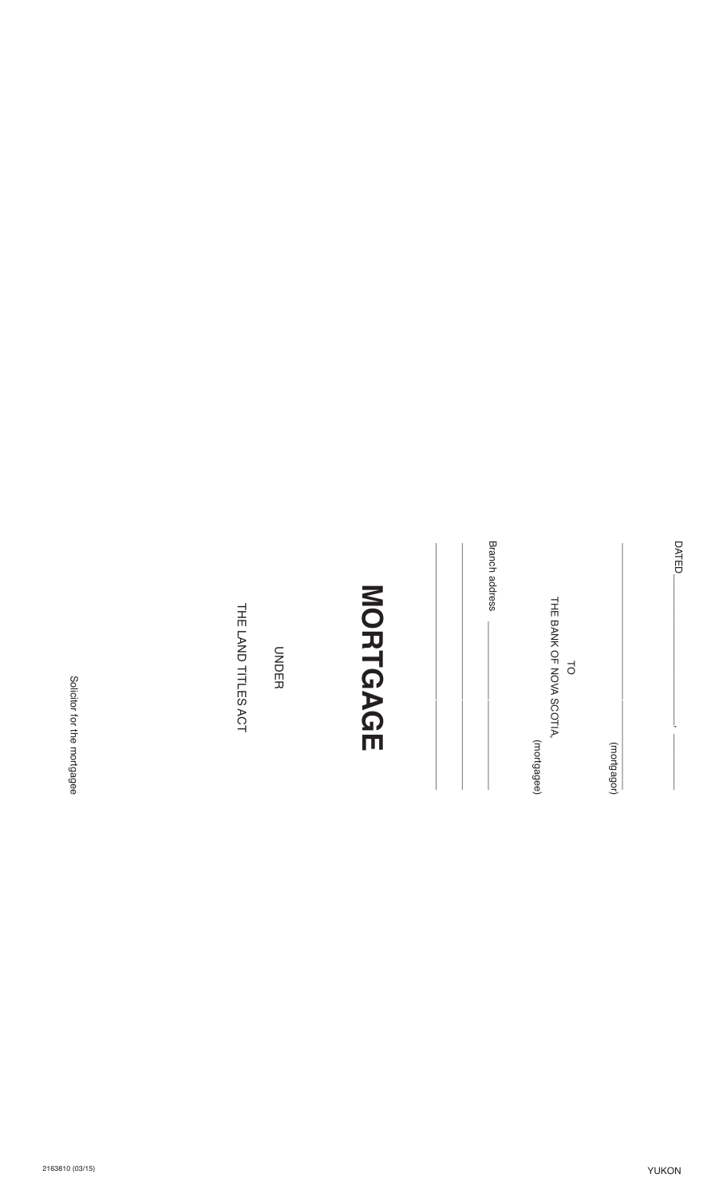DATED ______________________, ________

______________________________________
(mortgagor)

TO
THE BANK OF NOVA SCOTIA,
(mortgagee)

Branch address ______________________

______________________________________

______________________________________

# MORTGAGE

UNDER
THE LAND TITLES ACT

Solicitor for the mortgagee

YUKON

2163810 (03/15)